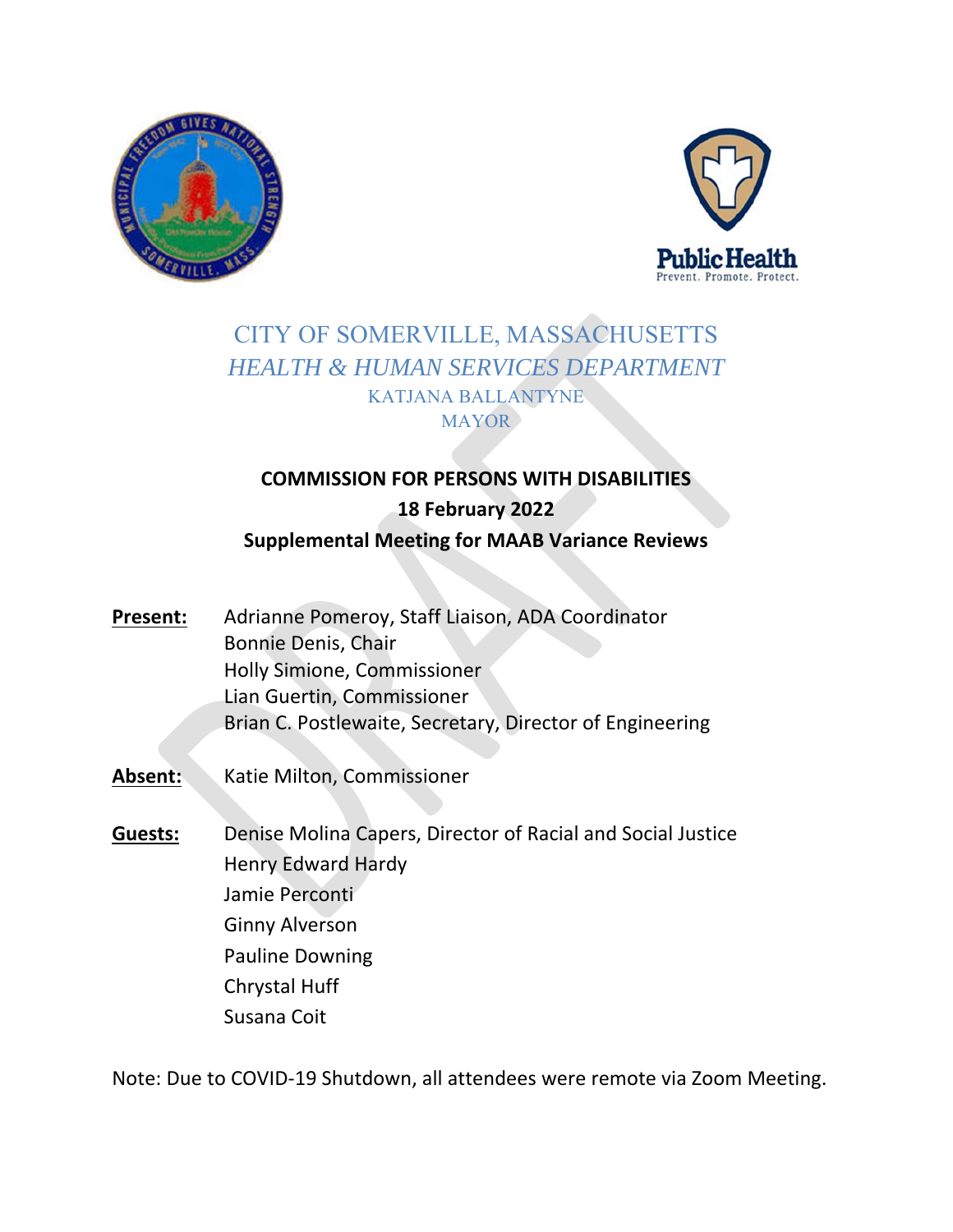# CITY OF SOMERVILLE, MASSACHUSETTS

## *HEALTH & HUMAN SERVICES DEPARTMENT*

KATJANA BALLANTYNE
MAYOR

**COMMISSION FOR PERSONS WITH DISABILITIES**

**18 February 2022**

**Supplemental Meeting for MAAB Variance Reviews**

**Present:**
- Adrianne Pomeroy, Staff Liaison, ADA Coordinator
- Bonnie Denis, Chair
- Holly Simione, Commissioner
- Lian Guertin, Commissioner
- Brian C. Postlewaite, Secretary, Director of Engineering

**Absent:**
- Katie Milton, Commissioner

**Guests:**
- Denise Molina Capers, Director of Racial and Social Justice
- Henry Edward Hardy
- Jamie Perconti
- Ginny Alverson
- Pauline Downing
- Chrystal Huff
- Susana Coit

Note: Due to COVID-19 Shutdown, all attendees were remote via Zoom Meeting.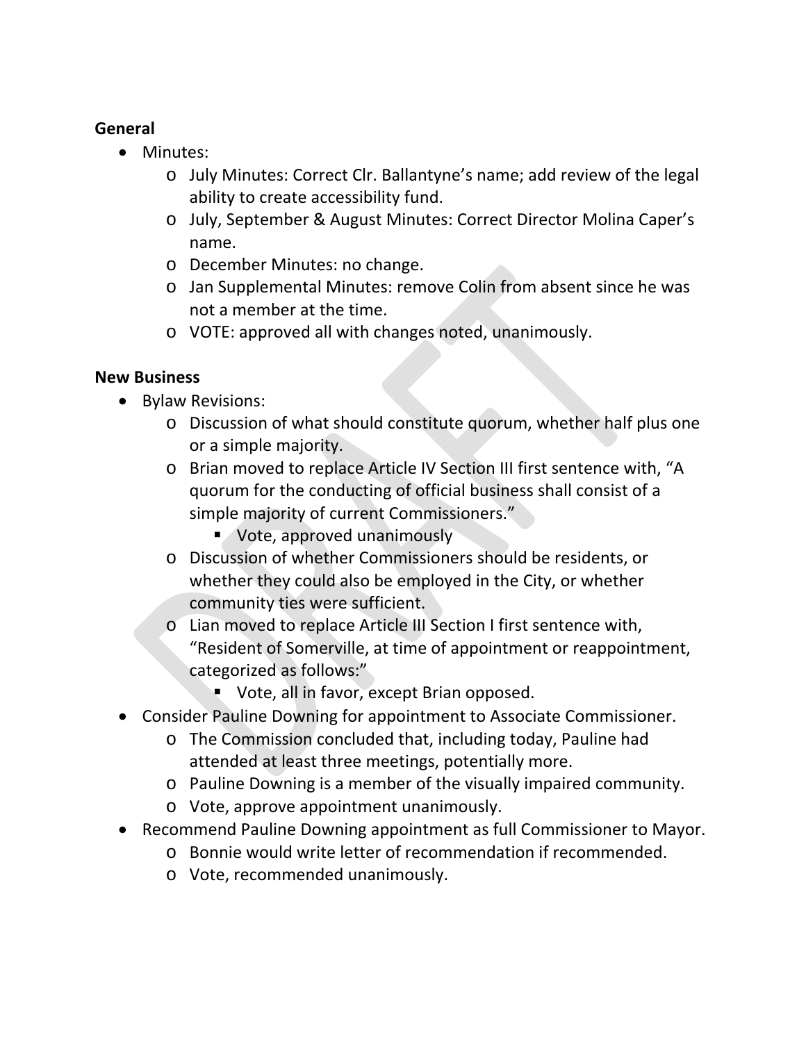**General**

- Minutes:
  - July Minutes: Correct Clr. Ballantyne's name; add review of the legal ability to create accessibility fund.
  - July, September & August Minutes: Correct Director Molina Caper's name.
  - December Minutes: no change.
  - Jan Supplemental Minutes: remove Colin from absent since he was not a member at the time.
  - VOTE: approved all with changes noted, unanimously.

**New Business**

- Bylaw Revisions:
  - Discussion of what should constitute quorum, whether half plus one or a simple majority.
  - Brian moved to replace Article IV Section III first sentence with, "A quorum for the conducting of official business shall consist of a simple majority of current Commissioners."
    - Vote, approved unanimously
  - Discussion of whether Commissioners should be residents, or whether they could also be employed in the City, or whether community ties were sufficient.
  - Lian moved to replace Article III Section I first sentence with, "Resident of Somerville, at time of appointment or reappointment, categorized as follows:"
    - Vote, all in favor, except Brian opposed.
- Consider Pauline Downing for appointment to Associate Commissioner.
  - The Commission concluded that, including today, Pauline had attended at least three meetings, potentially more.
  - Pauline Downing is a member of the visually impaired community.
  - Vote, approve appointment unanimously.
- Recommend Pauline Downing appointment as full Commissioner to Mayor.
  - Bonnie would write letter of recommendation if recommended.
  - Vote, recommended unanimously.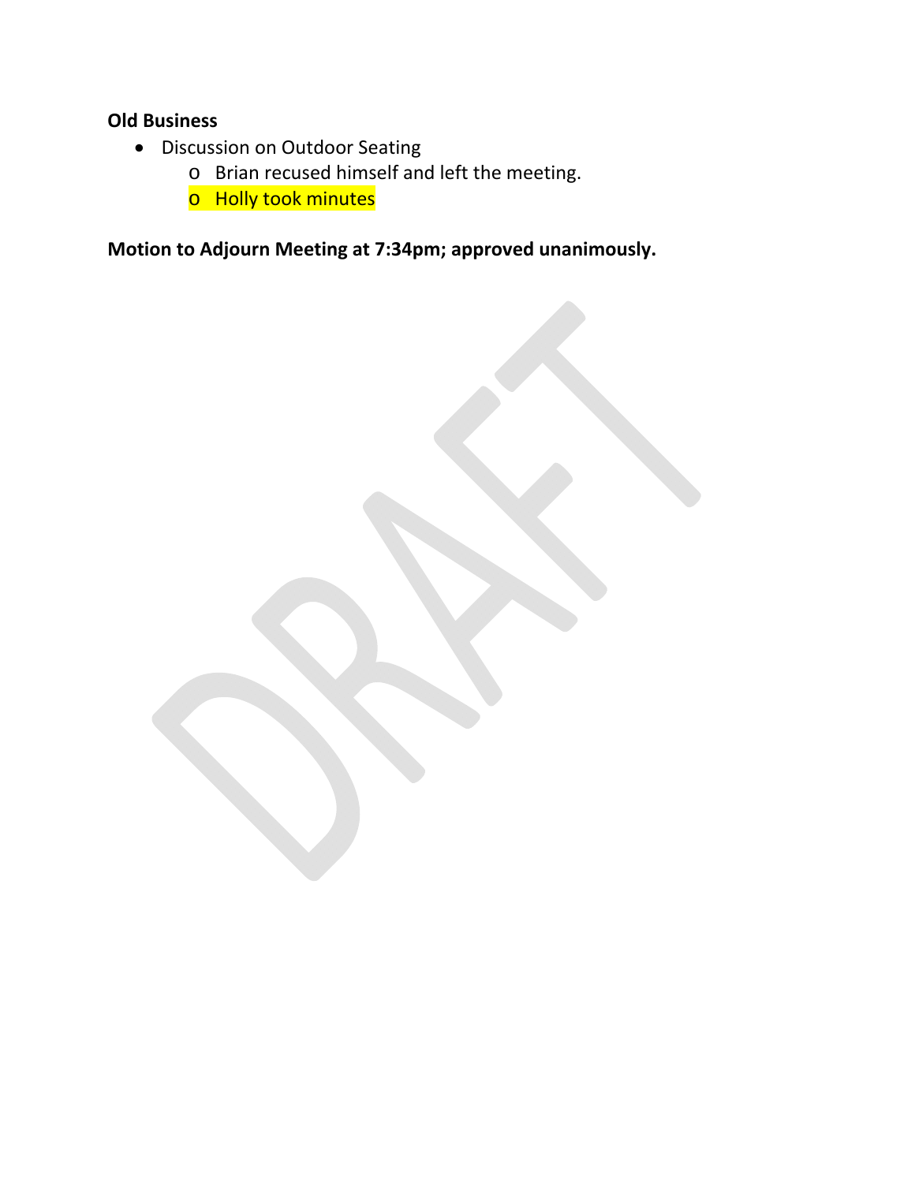**Old Business**

- Discussion on Outdoor Seating
  - Brian recused himself and left the meeting.
  - Holly took minutes

**Motion to Adjourn Meeting at 7:34pm; approved unanimously.**